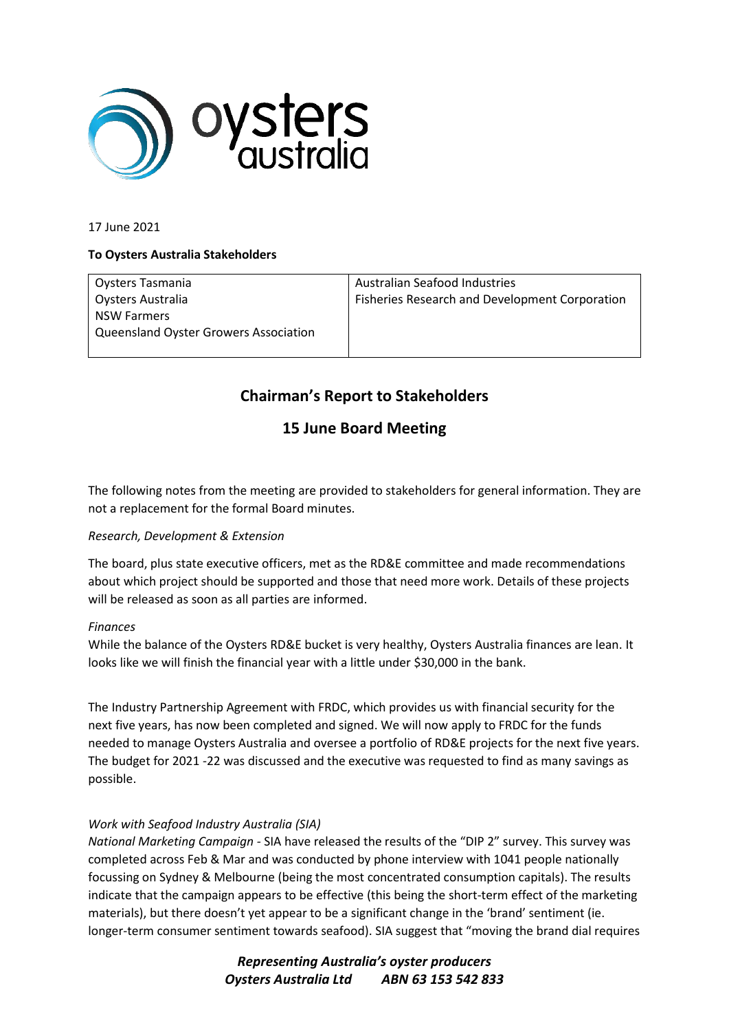17 June 2021

**To Oysters Australia Stakeholders**

| | |
|---|---|
| Oysters Tasmania<br>Oysters Australia<br>NSW Farmers<br>Queensland Oyster Growers Association | Australian Seafood Industries<br>Fisheries Research and Development Corporation |

## Chairman's Report to Stakeholders

## 15 June Board Meeting

The following notes from the meeting are provided to stakeholders for general information. They are not a replacement for the formal Board minutes.

*Research, Development & Extension*

The board, plus state executive officers, met as the RD&E committee and made recommendations about which project should be supported and those that need more work. Details of these projects will be released as soon as all parties are informed.

*Finances*

While the balance of the Oysters RD&E bucket is very healthy, Oysters Australia finances are lean. It looks like we will finish the financial year with a little under $30,000 in the bank.

The Industry Partnership Agreement with FRDC, which provides us with financial security for the next five years, has now been completed and signed. We will now apply to FRDC for the funds needed to manage Oysters Australia and oversee a portfolio of RD&E projects for the next five years. The budget for 2021 -22 was discussed and the executive was requested to find as many savings as possible.

*Work with Seafood Industry Australia (SIA)*

*National Marketing Campaign* - SIA have released the results of the "DIP 2" survey. This survey was completed across Feb & Mar and was conducted by phone interview with 1041 people nationally focussing on Sydney & Melbourne (being the most concentrated consumption capitals). The results indicate that the campaign appears to be effective (this being the short-term effect of the marketing materials), but there doesn't yet appear to be a significant change in the 'brand' sentiment (ie. longer-term consumer sentiment towards seafood). SIA suggest that "moving the brand dial requires

***Representing Australia's oyster producers***
***Oysters Australia Ltd ABN 63 153 542 833***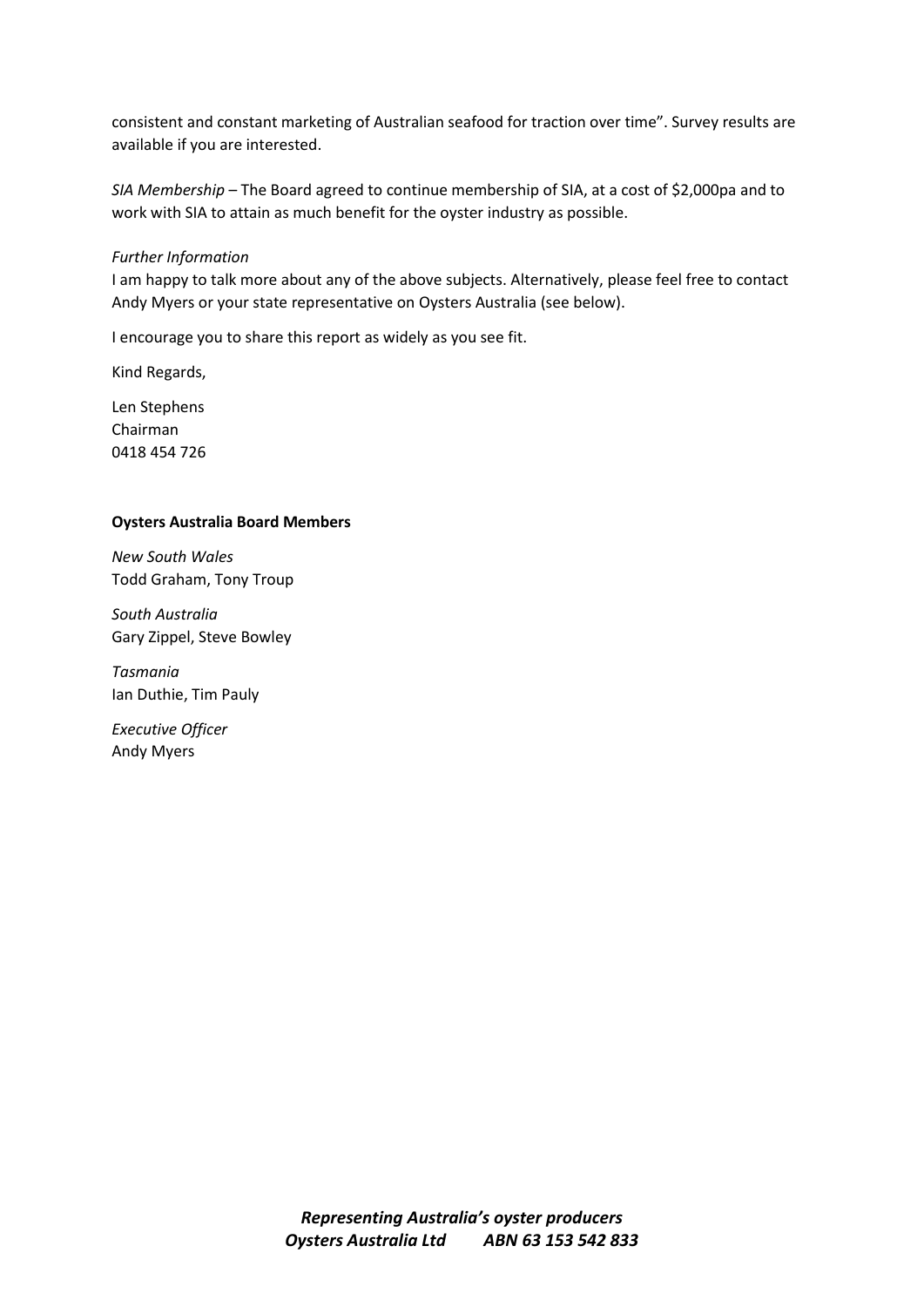consistent and constant marketing of Australian seafood for traction over time". Survey results are available if you are interested.

*SIA Membership* – The Board agreed to continue membership of SIA, at a cost of $2,000pa and to work with SIA to attain as much benefit for the oyster industry as possible.

*Further Information*

I am happy to talk more about any of the above subjects. Alternatively, please feel free to contact Andy Myers or your state representative on Oysters Australia (see below).

I encourage you to share this report as widely as you see fit.

Kind Regards,

Len Stephens
Chairman
0418 454 726

**Oysters Australia Board Members**

*New South Wales*
Todd Graham, Tony Troup

*South Australia*
Gary Zippel, Steve Bowley

*Tasmania*
Ian Duthie, Tim Pauly

*Executive Officer*
Andy Myers